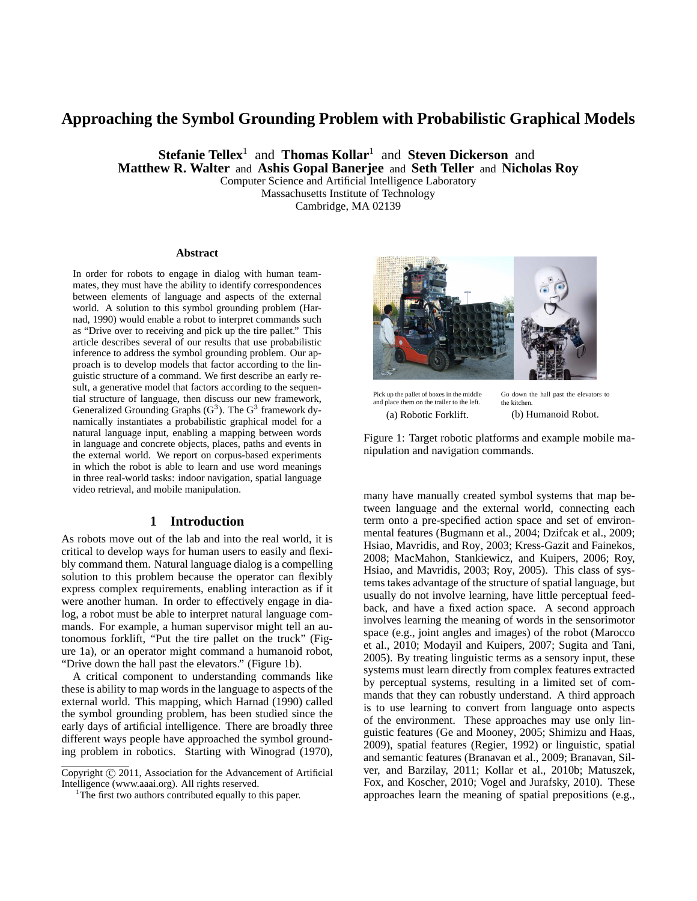# Approaching the Symbol Grounding Problem with Probabilistic Graphical Models

**Stefanie Tellex**[1] and **Thomas Kollar**[1] and **Steven Dickerson** and **Matthew R. Walter** and **Ashis Gopal Banerjee** and **Seth Teller** and **Nicholas Roy**

Computer Science and Artificial Intelligence Laboratory
Massachusetts Institute of Technology
Cambridge, MA 02139

### Abstract

In order for robots to engage in dialog with human teammates, they must have the ability to identify correspondences between elements of language and aspects of the external world. A solution to this symbol grounding problem (Harnad, 1990) would enable a robot to interpret commands such as "Drive over to receiving and pick up the tire pallet." This article describes several of our results that use probabilistic inference to address the symbol grounding problem. Our approach is to develop models that factor according to the linguistic structure of a command. We first describe an early result, a generative model that factors according to the sequential structure of language, then discuss our new framework, Generalized Grounding Graphs ($G^3$). The $G^3$ framework dynamically instantiates a probabilistic graphical model for a natural language input, enabling a mapping between words in language and concrete objects, places, paths and events in the external world. We report on corpus-based experiments in which the robot is able to learn and use word meanings in three real-world tasks: indoor navigation, spatial language video retrieval, and mobile manipulation.

Pick up the pallet of boxes in the middle and place them on the trailer to the left.

(a) Robotic Forklift.

Go down the hall past the elevators to the kitchen.

(b) Humanoid Robot.

Figure 1: Target robotic platforms and example mobile manipulation and navigation commands.

## 1 Introduction

As robots move out of the lab and into the real world, it is critical to develop ways for human users to easily and flexibly command them. Natural language dialog is a compelling solution to this problem because the operator can flexibly express complex requirements, enabling interaction as if it were another human. In order to effectively engage in dialog, a robot must be able to interpret natural language commands. For example, a human supervisor might tell an autonomous forklift, "Put the tire pallet on the truck" (Figure 1a), or an operator might command a humanoid robot, "Drive down the hall past the elevators." (Figure 1b).

A critical component to understanding commands like these is ability to map words in the language to aspects of the external world. This mapping, which Harnad (1990) called the symbol grounding problem, has been studied since the early days of artificial intelligence. There are broadly three different ways people have approached the symbol grounding problem in robotics. Starting with Winograd (1970), many have manually created symbol systems that map between language and the external world, connecting each term onto a pre-specified action space and set of environmental features (Bugmann et al., 2004; Dzifcak et al., 2009; Hsiao, Mavridis, and Roy, 2003; Kress-Gazit and Fainekos, 2008; MacMahon, Stankiewicz, and Kuipers, 2006; Roy, Hsiao, and Mavridis, 2003; Roy, 2005). This class of systems takes advantage of the structure of spatial language, but usually do not involve learning, have little perceptual feedback, and have a fixed action space. A second approach involves learning the meaning of words in the sensorimotor space (e.g., joint angles and images) of the robot (Marocco et al., 2010; Modayil and Kuipers, 2007; Sugita and Tani, 2005). By treating linguistic terms as a sensory input, these systems must learn directly from complex features extracted by perceptual systems, resulting in a limited set of commands that they can robustly understand. A third approach is to use learning to convert from language onto aspects of the environment. These approaches may use only linguistic features (Ge and Mooney, 2005; Shimizu and Haas, 2009), spatial features (Regier, 1992) or linguistic, spatial and semantic features (Branavan et al., 2009; Branavan, Silver, and Barzilay, 2011; Kollar et al., 2010b; Matuszek, Fox, and Koscher, 2010; Vogel and Jurafsky, 2010). These approaches learn the meaning of spatial prepositions (e.g.,

Copyright © 2011, Association for the Advancement of Artificial Intelligence (www.aaai.org). All rights reserved.

[1]The first two authors contributed equally to this paper.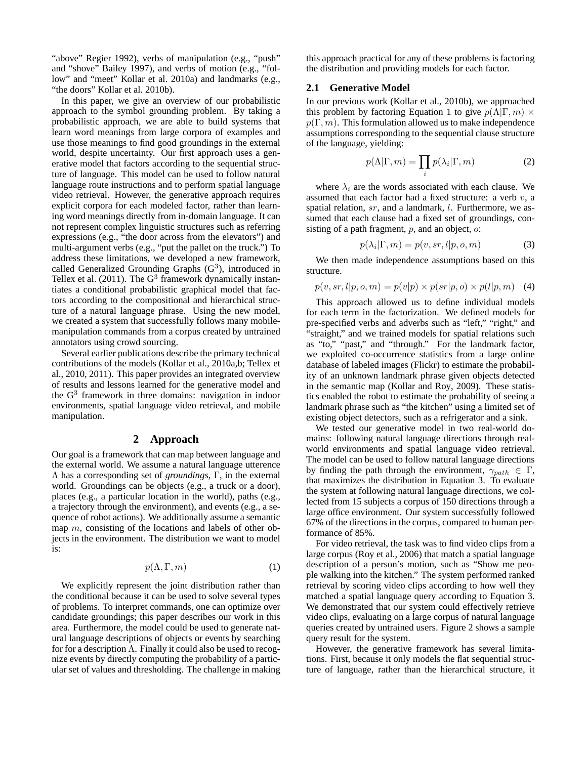"above" Regier 1992), verbs of manipulation (e.g., "push" and "shove" Bailey 1997), and verbs of motion (e.g., "follow" and "meet" Kollar et al. 2010a) and landmarks (e.g., "the doors" Kollar et al. 2010b).

In this paper, we give an overview of our probabilistic approach to the symbol grounding problem. By taking a probabilistic approach, we are able to build systems that learn word meanings from large corpora of examples and use those meanings to find good groundings in the external world, despite uncertainty. Our first approach uses a generative model that factors according to the sequential structure of language. This model can be used to follow natural language route instructions and to perform spatial language video retrieval. However, the generative approach requires explicit corpora for each modeled factor, rather than learning word meanings directly from in-domain language. It can not represent complex linguistic structures such as referring expressions (e.g., "the door across from the elevators") and multi-argument verbs (e.g., "put the pallet on the truck.") To address these limitations, we developed a new framework, called Generalized Grounding Graphs ($G^3$), introduced in Tellex et al. (2011). The $G^3$ framework dynamically instantiates a conditional probabilistic graphical model that factors according to the compositional and hierarchical structure of a natural language phrase. Using the new model, we created a system that successfully follows many mobile-manipulation commands from a corpus created by untrained annotators using crowd sourcing.

Several earlier publications describe the primary technical contributions of the models (Kollar et al., 2010a,b; Tellex et al., 2010, 2011). This paper provides an integrated overview of results and lessons learned for the generative model and the $G^3$ framework in three domains: navigation in indoor environments, spatial language video retrieval, and mobile manipulation.

## 2 Approach

Our goal is a framework that can map between language and the external world. We assume a natural language utterence $\Lambda$ has a corresponding set of *groundings*, $\Gamma$, in the external world. Groundings can be objects (e.g., a truck or a door), places (e.g., a particular location in the world), paths (e.g., a trajectory through the environment), and events (e.g., a sequence of robot actions). We additionally assume a semantic map $m$, consisting of the locations and labels of other objects in the environment. The distribution we want to model is:

$$p(\Lambda, \Gamma, m) \tag{1}$$

We explicitly represent the joint distribution rather than the conditional because it can be used to solve several types of problems. To interpret commands, one can optimize over candidate groundings; this paper describes our work in this area. Furthermore, the model could be used to generate natural language descriptions of objects or events by searching for for a description $\Lambda$. Finally it could also be used to recognize events by directly computing the probability of a particular set of values and thresholding. The challenge in making this approach practical for any of these problems is factoring the distribution and providing models for each factor.

### 2.1 Generative Model

In our previous work (Kollar et al., 2010b), we approached this problem by factoring Equation 1 to give $p(\Lambda|\Gamma, m) \times p(\Gamma, m)$. This formulation allowed us to make independence assumptions corresponding to the sequential clause structure of the language, yielding:

$$p(\Lambda|\Gamma, m) = \prod_i p(\lambda_i|\Gamma, m) \tag{2}$$

where $\lambda_i$ are the words associated with each clause. We assumed that each factor had a fixed structure: a verb $v$, a spatial relation, $sr$, and a landmark, $l$. Furthermore, we assumed that each clause had a fixed set of groundings, consisting of a path fragment, $p$, and an object, $o$:

$$p(\lambda_i|\Gamma, m) = p(v, sr, l|p, o, m) \tag{3}$$

We then made independence assumptions based on this structure.

$$p(v, sr, l|p, o, m) = p(v|p) \times p(sr|p, o) \times p(l|p, m) \tag{4}$$

This approach allowed us to define individual models for each term in the factorization. We defined models for pre-specified verbs and adverbs such as "left," "right," and "straight," and we trained models for spatial relations such as "to," "past," and "through." For the landmark factor, we exploited co-occurrence statistics from a large online database of labeled images (Flickr) to estimate the probability of an unknown landmark phrase given objects detected in the semantic map (Kollar and Roy, 2009). These statistics enabled the robot to estimate the probability of seeing a landmark phrase such as "the kitchen" using a limited set of existing object detectors, such as a refrigerator and a sink.

We tested our generative model in two real-world domains: following natural language directions through real-world environments and spatial language video retrieval. The model can be used to follow natural language directions by finding the path through the environment, $\gamma_{path} \in \Gamma$, that maximizes the distribution in Equation 3. To evaluate the system at following natural language directions, we collected from 15 subjects a corpus of 150 directions through a large office environment. Our system successfully followed 67% of the directions in the corpus, compared to human performance of 85%.

For video retrieval, the task was to find video clips from a large corpus (Roy et al., 2006) that match a spatial language description of a person's motion, such as "Show me people walking into the kitchen." The system performed ranked retrieval by scoring video clips according to how well they matched a spatial language query according to Equation 3. We demonstrated that our system could effectively retrieve video clips, evaluating on a large corpus of natural language queries created by untrained users. Figure 2 shows a sample query result for the system.

However, the generative framework has several limitations. First, because it only models the flat sequential structure of language, rather than the hierarchical structure, it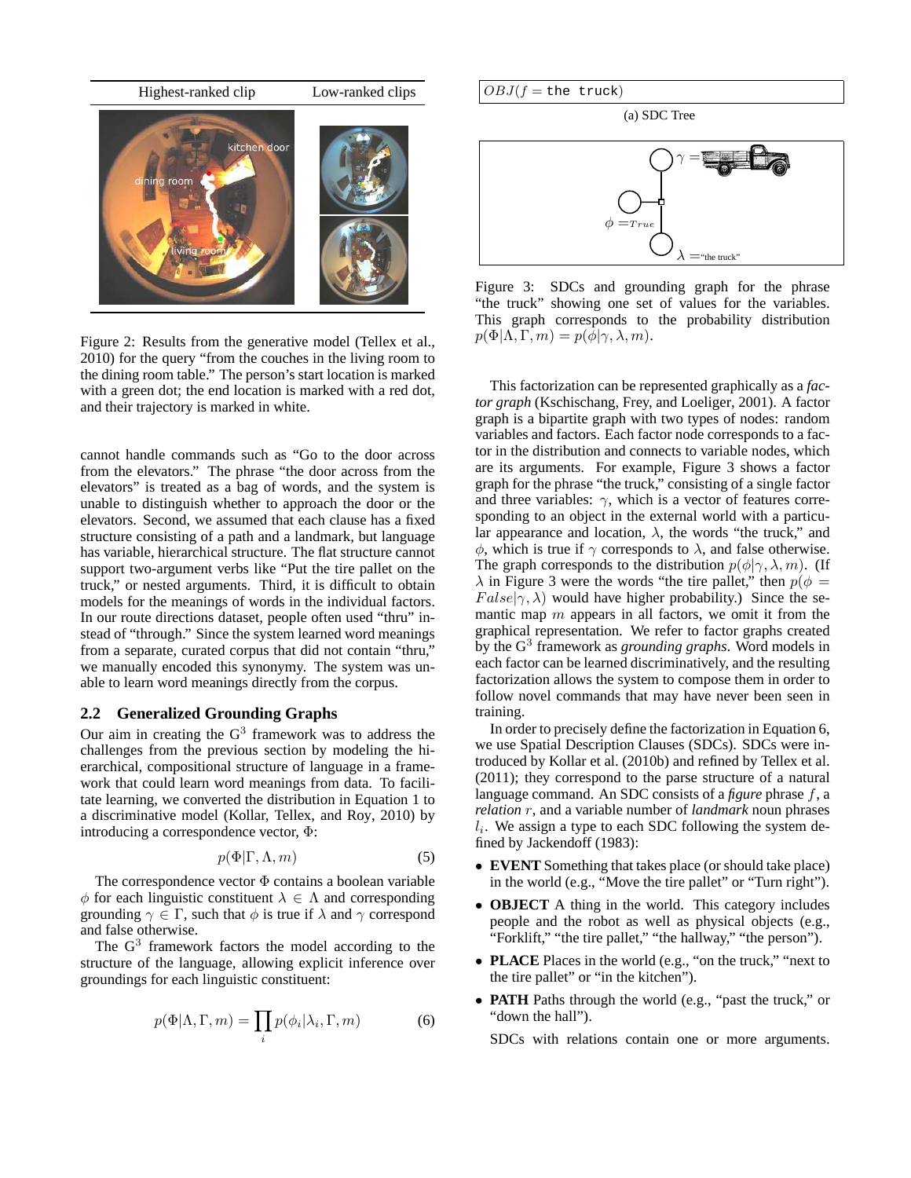| Highest-ranked clip | Low-ranked clips |
| --- | --- |

Figure 2: Results from the generative model (Tellex et al., 2010) for the query "from the couches in the living room to the dining room table." The person's start location is marked with a green dot; the end location is marked with a red dot, and their trajectory is marked in white.

cannot handle commands such as "Go to the door across from the elevators." The phrase "the door across from the elevators" is treated as a bag of words, and the system is unable to distinguish whether to approach the door or the elevators. Second, we assumed that each clause has a fixed structure consisting of a path and a landmark, but language has variable, hierarchical structure. The flat structure cannot support two-argument verbs like "Put the tire pallet on the truck," or nested arguments. Third, it is difficult to obtain models for the meanings of words in the individual factors. In our route directions dataset, people often used "thru" instead of "through." Since the system learned word meanings from a separate, curated corpus that did not contain "thru," we manually encoded this synonymy. The system was unable to learn word meanings directly from the corpus.

## 2.2 Generalized Grounding Graphs

Our aim in creating the G[3] framework was to address the challenges from the previous section by modeling the hierarchical, compositional structure of language in a framework that could learn word meanings from data. To facilitate learning, we converted the distribution in Equation 1 to a discriminative model (Kollar, Tellex, and Roy, 2010) by introducing a correspondence vector, $\Phi$:

$$p(\Phi|\Gamma, \Lambda, m) \tag{5}$$

The correspondence vector $\Phi$ contains a boolean variable $\phi$ for each linguistic constituent $\lambda \in \Lambda$ and corresponding grounding $\gamma \in \Gamma$, such that $\phi$ is true if $\lambda$ and $\gamma$ correspond and false otherwise.

The G[3] framework factors the model according to the structure of the language, allowing explicit inference over groundings for each linguistic constituent:

$$p(\Phi|\Lambda, \Gamma, m) = \prod_i p(\phi_i|\lambda_i, \Gamma, m) \tag{6}$$

$OBJ(f =$ `the truck`$)$

(a) SDC Tree

Figure 3: SDCs and grounding graph for the phrase "the truck" showing one set of values for the variables. This graph corresponds to the probability distribution $p(\Phi|\Lambda, \Gamma, m) = p(\phi|\gamma, \lambda, m)$.

This factorization can be represented graphically as a *factor graph* (Kschischang, Frey, and Loeliger, 2001). A factor graph is a bipartite graph with two types of nodes: random variables and factors. Each factor node corresponds to a factor in the distribution and connects to variable nodes, which are its arguments. For example, Figure 3 shows a factor graph for the phrase "the truck," consisting of a single factor and three variables: $\gamma$, which is a vector of features corresponding to an object in the external world with a particular appearance and location, $\lambda$, the words "the truck," and $\phi$, which is true if $\gamma$ corresponds to $\lambda$, and false otherwise. The graph corresponds to the distribution $p(\phi|\gamma, \lambda, m)$. (If $\lambda$ in Figure 3 were the words "the tire pallet," then $p(\phi = False|\gamma, \lambda)$ would have higher probability.) Since the semantic map $m$ appears in all factors, we omit it from the graphical representation. We refer to factor graphs created by the G[3] framework as *grounding graphs*. Word models in each factor can be learned discriminatively, and the resulting factorization allows the system to compose them in order to follow novel commands that may have never been seen in training.

In order to precisely define the factorization in Equation 6, we use Spatial Description Clauses (SDCs). SDCs were introduced by Kollar et al. (2010b) and refined by Tellex et al. (2011); they correspond to the parse structure of a natural language command. An SDC consists of a *figure* phrase $f$, a *relation* $r$, and a variable number of *landmark* noun phrases $l_i$. We assign a type to each SDC following the system defined by Jackendoff (1983):

- **EVENT** Something that takes place (or should take place) in the world (e.g., "Move the tire pallet" or "Turn right").
- **OBJECT** A thing in the world. This category includes people and the robot as well as physical objects (e.g., "Forklift," "the tire pallet," "the hallway," "the person").
- **PLACE** Places in the world (e.g., "on the truck," "next to the tire pallet" or "in the kitchen").
- **PATH** Paths through the world (e.g., "past the truck," or "down the hall").

SDCs with relations contain one or more arguments.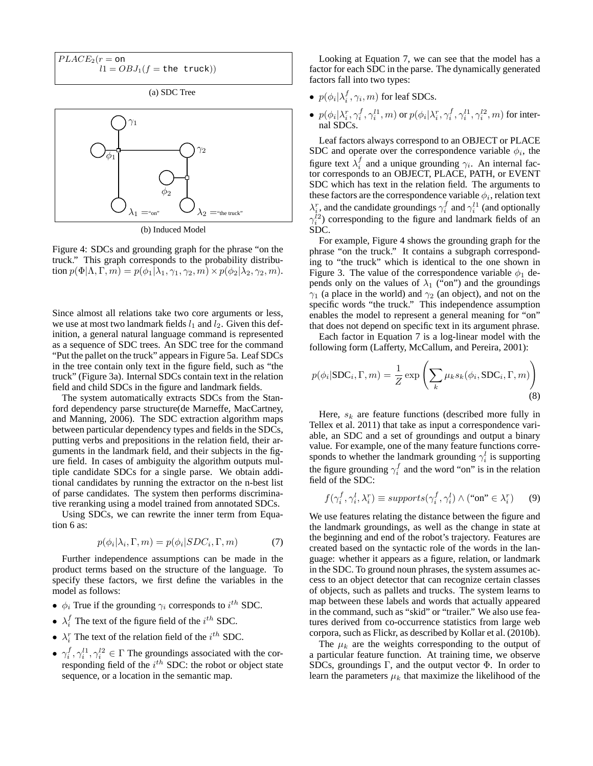$PLACE_2(r = \texttt{on}$
$\quad l1 = OBJ_1(f = \texttt{the truck}))$

(a) SDC Tree

(b) Induced Model

Figure 4: SDCs and grounding graph for the phrase "on the truck." This graph corresponds to the probability distribution $p(\Phi|\Lambda, \Gamma, m) = p(\phi_1|\lambda_1, \gamma_1, \gamma_2, m) \times p(\phi_2|\lambda_2, \gamma_2, m)$.

Since almost all relations take two core arguments or less, we use at most two landmark fields $l_1$ and $l_2$. Given this definition, a general natural language command is represented as a sequence of SDC trees. An SDC tree for the command "Put the pallet on the truck" appears in Figure 5a. Leaf SDCs in the tree contain only text in the figure field, such as "the truck" (Figure 3a). Internal SDCs contain text in the relation field and child SDCs in the figure and landmark fields.

The system automatically extracts SDCs from the Stanford dependency parse structure(de Marneffe, MacCartney, and Manning, 2006). The SDC extraction algorithm maps between particular dependency types and fields in the SDCs, putting verbs and prepositions in the relation field, their arguments in the landmark field, and their subjects in the figure field. In cases of ambiguity the algorithm outputs multiple candidate SDCs for a single parse. We obtain additional candidates by running the extractor on the n-best list of parse candidates. The system then performs discriminative reranking using a model trained from annotated SDCs.

Using SDCs, we can rewrite the inner term from Equation 6 as:

$$p(\phi_i|\lambda_i, \Gamma, m) = p(\phi_i|SDC_i, \Gamma, m) \tag{7}$$

Further independence assumptions can be made in the product terms based on the structure of the language. To specify these factors, we first define the variables in the model as follows:

- $\phi_i$ True if the grounding $\gamma_i$ corresponds to $i^{th}$ SDC.
- $\lambda_i^f$ The text of the figure field of the $i^{th}$ SDC.
- $\lambda_i^r$ The text of the relation field of the $i^{th}$ SDC.
- $\gamma_i^f, \gamma_i^{l1}, \gamma_i^{l2} \in \Gamma$ The groundings associated with the corresponding field of the $i^{th}$ SDC: the robot or object state sequence, or a location in the semantic map.

Looking at Equation 7, we can see that the model has a factor for each SDC in the parse. The dynamically generated factors fall into two types:

- $p(\phi_i|\lambda_i^f, \gamma_i, m)$ for leaf SDCs.
- $p(\phi_i|\lambda_i^r, \gamma_i^f, \gamma_i^{l1}, m)$ or $p(\phi_i|\lambda_i^r, \gamma_i^f, \gamma_i^{l1}, \gamma_i^{l2}, m)$ for internal SDCs.

Leaf factors always correspond to an OBJECT or PLACE SDC and operate over the correspondence variable $\phi_i$, the figure text $\lambda_i^f$ and a unique grounding $\gamma_i$. An internal factor corresponds to an OBJECT, PLACE, PATH, or EVENT SDC which has text in the relation field. The arguments to these factors are the correspondence variable $\phi_i$, relation text $\lambda_i^r$, and the candidate groundings $\gamma_i^f$ and $\gamma_i^{l1}$ (and optionally $\gamma_i^{l2}$) corresponding to the figure and landmark fields of an SDC.

For example, Figure 4 shows the grounding graph for the phrase "on the truck." It contains a subgraph corresponding to "the truck" which is identical to the one shown in Figure 3. The value of the correspondence variable $\phi_1$ depends only on the values of $\lambda_1$ ("on") and the groundings $\gamma_1$ (a place in the world) and $\gamma_2$ (an object), and not on the specific words "the truck." This independence assumption enables the model to represent a general meaning for "on" that does not depend on specific text in its argument phrase.

Each factor in Equation 7 is a log-linear model with the following form (Lafferty, McCallum, and Pereira, 2001):

$$p(\phi_i|\text{SDC}_i, \Gamma, m) = \frac{1}{Z} \exp\left(\sum_k \mu_k s_k(\phi_i, \text{SDC}_i, \Gamma, m)\right) \tag{8}$$

Here, $s_k$ are feature functions (described more fully in Tellex et al. 2011) that take as input a correspondence variable, an SDC and a set of groundings and output a binary value. For example, one of the many feature functions corresponds to whether the landmark grounding $\gamma_i^l$ is supporting the figure grounding $\gamma_i^f$ and the word "on" is in the relation field of the SDC:

$$f(\gamma_i^f, \gamma_i^l, \lambda_i^r) \equiv supports(\gamma_i^f, \gamma_i^l) \wedge (\text{"on"} \in \lambda_i^r) \tag{9}$$

We use features relating the distance between the figure and the landmark groundings, as well as the change in state at the beginning and end of the robot's trajectory. Features are created based on the syntactic role of the words in the language: whether it appears as a figure, relation, or landmark in the SDC. To ground noun phrases, the system assumes access to an object detector that can recognize certain classes of objects, such as pallets and trucks. The system learns to map between these labels and words that actually appeared in the command, such as "skid" or "trailer." We also use features derived from co-occurrence statistics from large web corpora, such as Flickr, as described by Kollar et al. (2010b).

The $\mu_k$ are the weights corresponding to the output of a particular feature function. At training time, we observe SDCs, groundings $\Gamma$, and the output vector $\Phi$. In order to learn the parameters $\mu_k$ that maximize the likelihood of the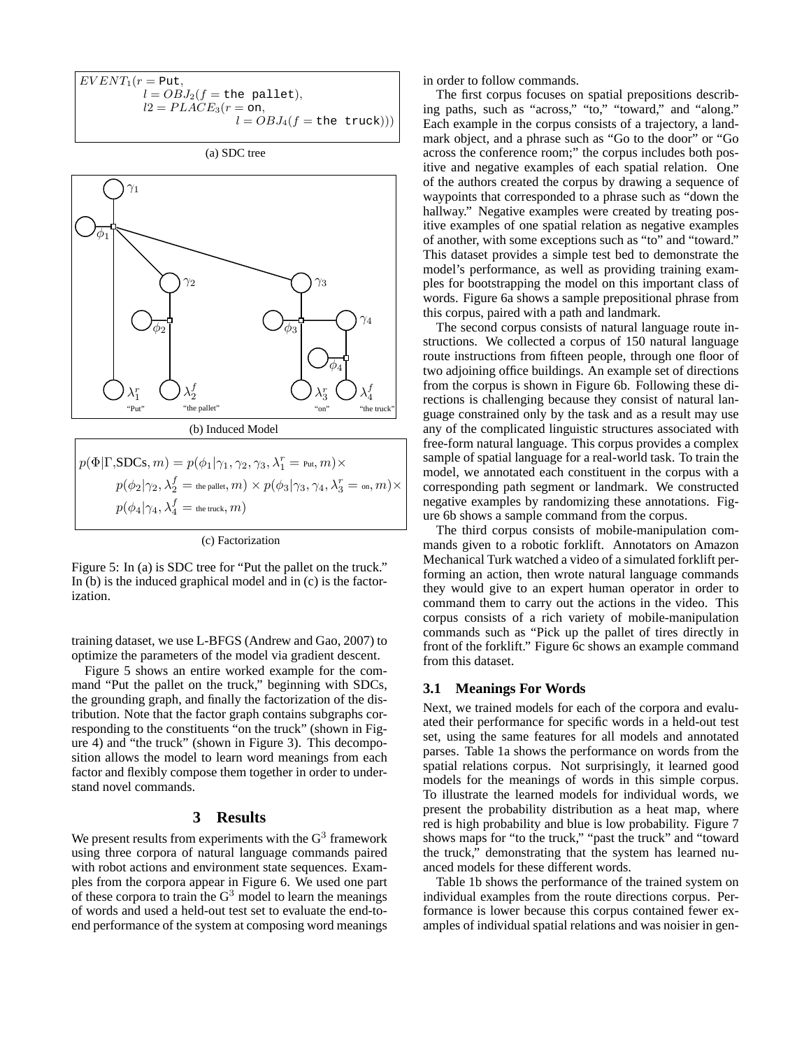$$EVENT_1(r = \texttt{Put}, \\ l = OBJ_2(f = \texttt{the pallet}), \\ l2 = PLACE_3(r = \texttt{on}, \\ l = OBJ_4(f = \texttt{the truck})))$$

(a) SDC tree

(b) Induced Model

$$p(\Phi|\Gamma,\text{SDCs}, m) = p(\phi_1|\gamma_1, \gamma_2, \gamma_3, \lambda_1^r = \text{Put}, m)\times \\ p(\phi_2|\gamma_2, \lambda_2^f = \text{the pallet}, m) \times p(\phi_3|\gamma_3, \gamma_4, \lambda_3^r = \text{on}, m)\times \\ p(\phi_4|\gamma_4, \lambda_4^f = \text{the truck}, m)$$

(c) Factorization

Figure 5: In (a) is SDC tree for "Put the pallet on the truck." In (b) is the induced graphical model and in (c) is the factorization.

training dataset, we use L-BFGS (Andrew and Gao, 2007) to optimize the parameters of the model via gradient descent.

Figure 5 shows an entire worked example for the command "Put the pallet on the truck," beginning with SDCs, the grounding graph, and finally the factorization of the distribution. Note that the factor graph contains subgraphs corresponding to the constituents "on the truck" (shown in Figure 4) and "the truck" (shown in Figure 3). This decomposition allows the model to learn word meanings from each factor and flexibly compose them together in order to understand novel commands.

## 3 Results

We present results from experiments with the $G^3$ framework using three corpora of natural language commands paired with robot actions and environment state sequences. Examples from the corpora appear in Figure 6. We used one part of these corpora to train the $G^3$ model to learn the meanings of words and used a held-out test set to evaluate the end-to-end performance of the system at composing word meanings in order to follow commands.

The first corpus focuses on spatial prepositions describing paths, such as "across," "to," "toward," and "along." Each example in the corpus consists of a trajectory, a landmark object, and a phrase such as "Go to the door" or "Go across the conference room;" the corpus includes both positive and negative examples of each spatial relation. One of the authors created the corpus by drawing a sequence of waypoints that corresponded to a phrase such as "down the hallway." Negative examples were created by treating positive examples of one spatial relation as negative examples of another, with some exceptions such as "to" and "toward." This dataset provides a simple test bed to demonstrate the model's performance, as well as providing training examples for bootstrapping the model on this important class of words. Figure 6a shows a sample prepositional phrase from this corpus, paired with a path and landmark.

The second corpus consists of natural language route instructions. We collected a corpus of 150 natural language route instructions from fifteen people, through one floor of two adjoining office buildings. An example set of directions from the corpus is shown in Figure 6b. Following these directions is challenging because they consist of natural language constrained only by the task and as a result may use any of the complicated linguistic structures associated with free-form natural language. This corpus provides a complex sample of spatial language for a real-world task. To train the model, we annotated each constituent in the corpus with a corresponding path segment or landmark. We constructed negative examples by randomizing these annotations. Figure 6b shows a sample command from the corpus.

The third corpus consists of mobile-manipulation commands given to a robotic forklift. Annotators on Amazon Mechanical Turk watched a video of a simulated forklift performing an action, then wrote natural language commands they would give to an expert human operator in order to command them to carry out the actions in the video. This corpus consists of a rich variety of mobile-manipulation commands such as "Pick up the pallet of tires directly in front of the forklift." Figure 6c shows an example command from this dataset.

### 3.1 Meanings For Words

Next, we trained models for each of the corpora and evaluated their performance for specific words in a held-out test set, using the same features for all models and annotated parses. Table 1a shows the performance on words from the spatial relations corpus. Not surprisingly, it learned good models for the meanings of words in this simple corpus. To illustrate the learned models for individual words, we present the probability distribution as a heat map, where red is high probability and blue is low probability. Figure 7 shows maps for "to the truck," "past the truck" and "toward the truck," demonstrating that the system has learned nuanced models for these different words.

Table 1b shows the performance of the trained system on individual examples from the route directions corpus. Performance is lower because this corpus contained fewer examples of individual spatial relations and was noisier in gen-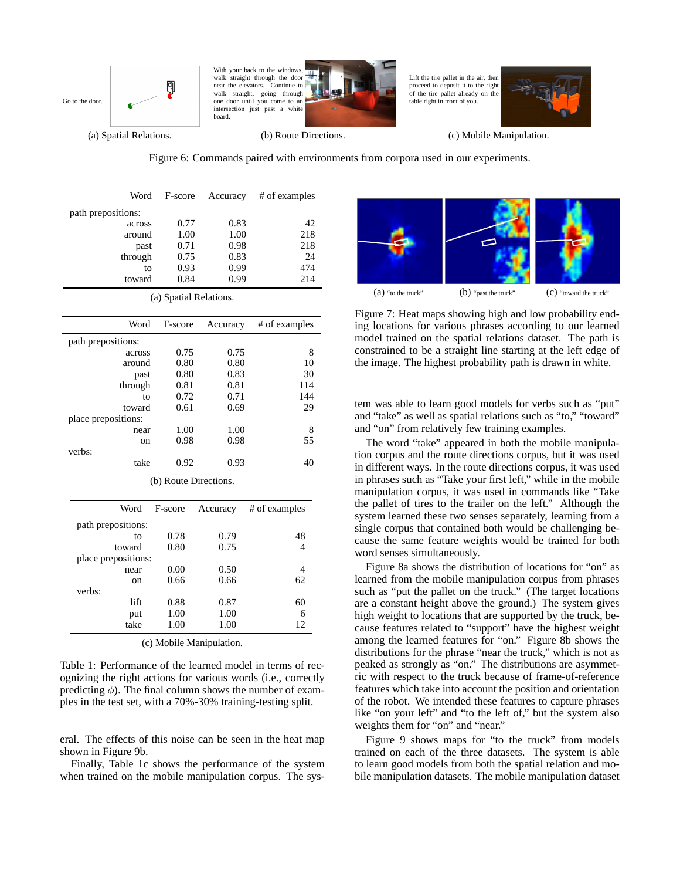Go to the door.

(a) Spatial Relations.

With your back to the windows, walk straight through the door near the elevators. Continue to walk straight, going through one door until you come to an intersection just past a white board.

(b) Route Directions.

Lift the tire pallet in the air, then proceed to deposit it to the right of the tire pallet already on the table right in front of you.

(c) Mobile Manipulation.

Figure 6: Commands paired with environments from corpora used in our experiments.

| Word | F-score | Accuracy | # of examples |
|---|---|---|---|
| path prepositions: | | | |
| across | 0.77 | 0.83 | 42 |
| around | 1.00 | 1.00 | 218 |
| past | 0.71 | 0.98 | 218 |
| through | 0.75 | 0.83 | 24 |
| to | 0.93 | 0.99 | 474 |
| toward | 0.84 | 0.99 | 214 |

(a) Spatial Relations.

| Word | F-score | Accuracy | # of examples |
|---|---|---|---|
| path prepositions: | | | |
| across | 0.75 | 0.75 | 8 |
| around | 0.80 | 0.80 | 10 |
| past | 0.80 | 0.83 | 30 |
| through | 0.81 | 0.81 | 114 |
| to | 0.72 | 0.71 | 144 |
| toward | 0.61 | 0.69 | 29 |
| place prepositions: | | | |
| near | 1.00 | 1.00 | 8 |
| on | 0.98 | 0.98 | 55 |
| verbs: | | | |
| take | 0.92 | 0.93 | 40 |

(b) Route Directions.

| Word | F-score | Accuracy | # of examples |
|---|---|---|---|
| path prepositions: | | | |
| to | 0.78 | 0.79 | 48 |
| toward | 0.80 | 0.75 | 4 |
| place prepositions: | | | |
| near | 0.00 | 0.50 | 4 |
| on | 0.66 | 0.66 | 62 |
| verbs: | | | |
| lift | 0.88 | 0.87 | 60 |
| put | 1.00 | 1.00 | 6 |
| take | 1.00 | 1.00 | 12 |

(c) Mobile Manipulation.

Table 1: Performance of the learned model in terms of recognizing the right actions for various words (i.e., correctly predicting $\phi$). The final column shows the number of examples in the test set, with a 70%-30% training-testing split.

eral. The effects of this noise can be seen in the heat map shown in Figure 9b.

Finally, Table 1c shows the performance of the system when trained on the mobile manipulation corpus. The system was able to learn good models for verbs such as "put" and "take" as well as spatial relations such as "to," "toward" and "on" from relatively few training examples.

(a) "to the truck" (b) "past the truck" (c) "toward the truck"

Figure 7: Heat maps showing high and low probability ending locations for various phrases according to our learned model trained on the spatial relations dataset. The path is constrained to be a straight line starting at the left edge of the image. The highest probability path is drawn in white.

The word "take" appeared in both the mobile manipulation corpus and the route directions corpus, but it was used in different ways. In the route directions corpus, it was used in phrases such as "Take your first left," while in the mobile manipulation corpus, it was used in commands like "Take the pallet of tires to the trailer on the left." Although the system learned these two senses separately, learning from a single corpus that contained both would be challenging because the same feature weights would be trained for both word senses simultaneously.

Figure 8a shows the distribution of locations for "on" as learned from the mobile manipulation corpus from phrases such as "put the pallet on the truck." (The target locations are a constant height above the ground.) The system gives high weight to locations that are supported by the truck, because features related to "support" have the highest weight among the learned features for "on." Figure 8b shows the distributions for the phrase "near the truck," which is not as peaked as strongly as "on." The distributions are asymmetric with respect to the truck because of frame-of-reference features which take into account the position and orientation of the robot. We intended these features to capture phrases like "on your left" and "to the left of," but the system also weights them for "on" and "near."

Figure 9 shows maps for "to the truck" from models trained on each of the three datasets. The system is able to learn good models from both the spatial relation and mobile manipulation datasets. The mobile manipulation dataset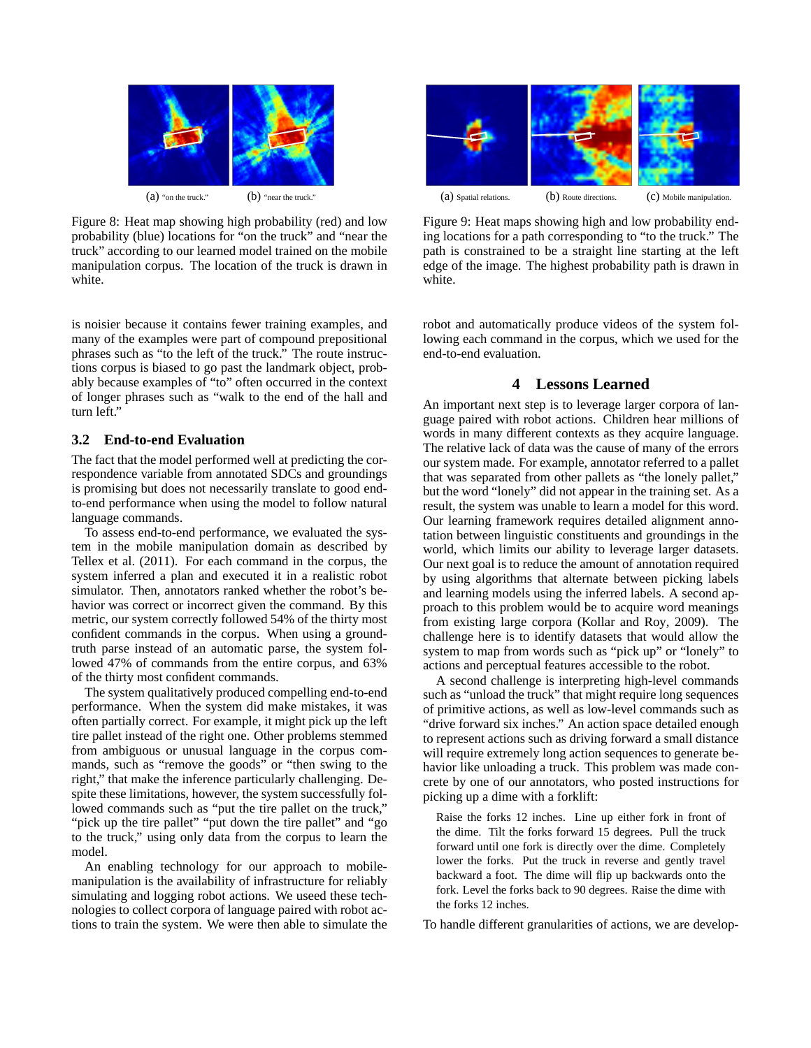(a) "on the truck."

(b) "near the truck."

Figure 8: Heat map showing high probability (red) and low probability (blue) locations for "on the truck" and "near the truck" according to our learned model trained on the mobile manipulation corpus. The location of the truck is drawn in white.

(a) Spatial relations.

(b) Route directions.

(c) Mobile manipulation.

Figure 9: Heat maps showing high and low probability ending locations for a path corresponding to "to the truck." The path is constrained to be a straight line starting at the left edge of the image. The highest probability path is drawn in white.

is noisier because it contains fewer training examples, and many of the examples were part of compound prepositional phrases such as "to the left of the truck." The route instructions corpus is biased to go past the landmark object, probably because examples of "to" often occurred in the context of longer phrases such as "walk to the end of the hall and turn left."

### 3.2 End-to-end Evaluation

The fact that the model performed well at predicting the correspondence variable from annotated SDCs and groundings is promising but does not necessarily translate to good end-to-end performance when using the model to follow natural language commands.

To assess end-to-end performance, we evaluated the system in the mobile manipulation domain as described by Tellex et al. (2011). For each command in the corpus, the system inferred a plan and executed it in a realistic robot simulator. Then, annotators ranked whether the robot's behavior was correct or incorrect given the command. By this metric, our system correctly followed 54% of the thirty most confident commands in the corpus. When using a ground-truth parse instead of an automatic parse, the system followed 47% of commands from the entire corpus, and 63% of the thirty most confident commands.

The system qualitatively produced compelling end-to-end performance. When the system did make mistakes, it was often partially correct. For example, it might pick up the left tire pallet instead of the right one. Other problems stemmed from ambiguous or unusual language in the corpus commands, such as "remove the goods" or "then swing to the right," that make the inference particularly challenging. Despite these limitations, however, the system successfully followed commands such as "put the tire pallet on the truck," "pick up the tire pallet" "put down the tire pallet" and "go to the truck," using only data from the corpus to learn the model.

An enabling technology for our approach to mobile-manipulation is the availability of infrastructure for reliably simulating and logging robot actions. We useed these technologies to collect corpora of language paired with robot actions to train the system. We were then able to simulate the robot and automatically produce videos of the system following each command in the corpus, which we used for the end-to-end evaluation.

## 4 Lessons Learned

An important next step is to leverage larger corpora of language paired with robot actions. Children hear millions of words in many different contexts as they acquire language. The relative lack of data was the cause of many of the errors our system made. For example, annotator referred to a pallet that was separated from other pallets as "the lonely pallet," but the word "lonely" did not appear in the training set. As a result, the system was unable to learn a model for this word. Our learning framework requires detailed alignment annotation between linguistic constituents and groundings in the world, which limits our ability to leverage larger datasets. Our next goal is to reduce the amount of annotation required by using algorithms that alternate between picking labels and learning models using the inferred labels. A second approach to this problem would be to acquire word meanings from existing large corpora (Kollar and Roy, 2009). The challenge here is to identify datasets that would allow the system to map from words such as "pick up" or "lonely" to actions and perceptual features accessible to the robot.

A second challenge is interpreting high-level commands such as "unload the truck" that might require long sequences of primitive actions, as well as low-level commands such as "drive forward six inches." An action space detailed enough to represent actions such as driving forward a small distance will require extremely long action sequences to generate behavior like unloading a truck. This problem was made concrete by one of our annotators, who posted instructions for picking up a dime with a forklift:

> Raise the forks 12 inches. Line up either fork in front of the dime. Tilt the forks forward 15 degrees. Pull the truck forward until one fork is directly over the dime. Completely lower the forks. Put the truck in reverse and gently travel backward a foot. The dime will flip up backwards onto the fork. Level the forks back to 90 degrees. Raise the dime with the forks 12 inches.

To handle different granularities of actions, we are develop-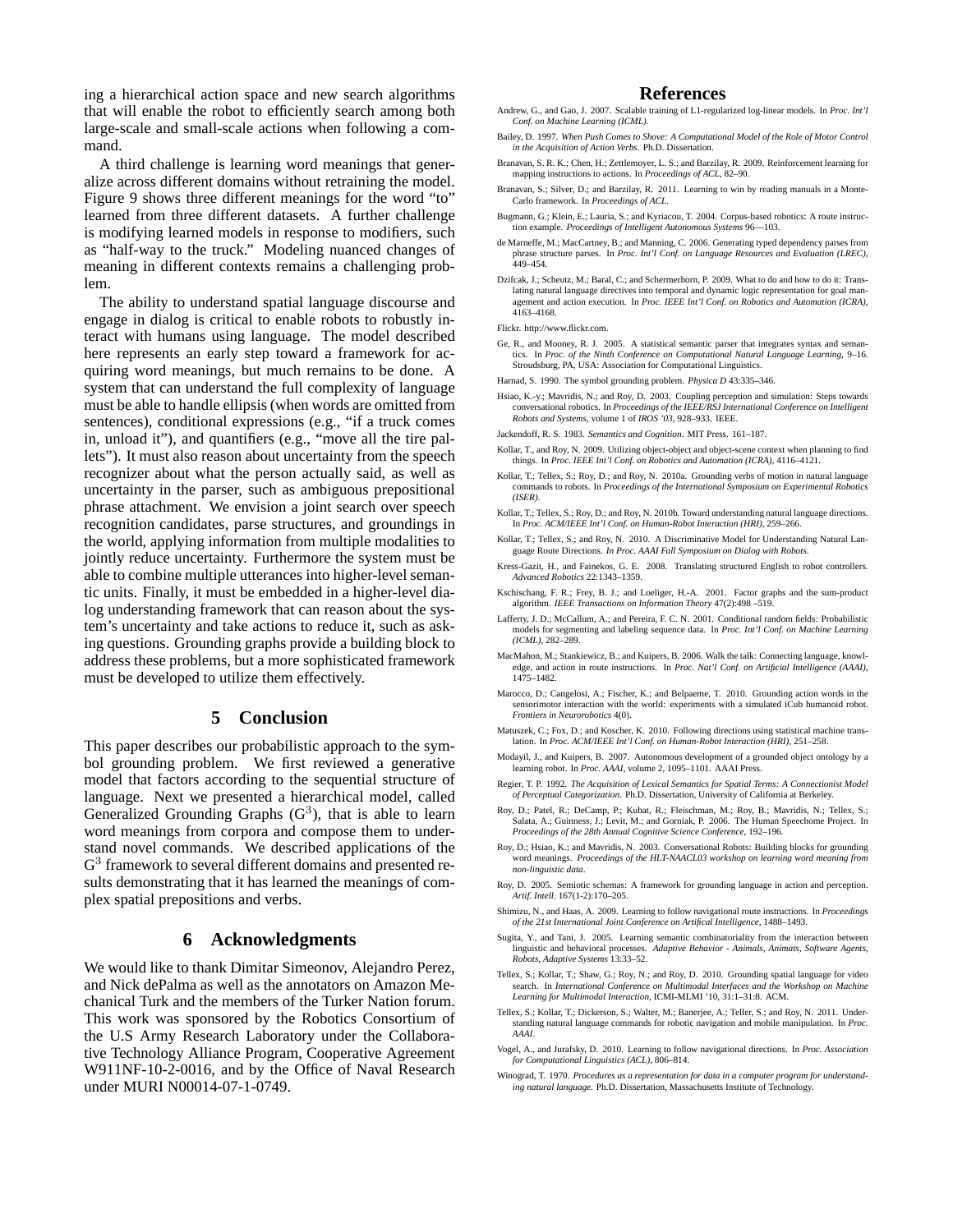ing a hierarchical action space and new search algorithms that will enable the robot to efficiently search among both large-scale and small-scale actions when following a command.

A third challenge is learning word meanings that generalize across different domains without retraining the model. Figure 9 shows three different meanings for the word "to" learned from three different datasets. A further challenge is modifying learned models in response to modifiers, such as "half-way to the truck." Modeling nuanced changes of meaning in different contexts remains a challenging problem.

The ability to understand spatial language discourse and engage in dialog is critical to enable robots to robustly interact with humans using language. The model described here represents an early step toward a framework for acquiring word meanings, but much remains to be done. A system that can understand the full complexity of language must be able to handle ellipsis (when words are omitted from sentences), conditional expressions (e.g., "if a truck comes in, unload it"), and quantifiers (e.g., "move all the tire pallets"). It must also reason about uncertainty from the speech recognizer about what the person actually said, as well as uncertainty in the parser, such as ambiguous prepositional phrase attachment. We envision a joint search over speech recognition candidates, parse structures, and groundings in the world, applying information from multiple modalities to jointly reduce uncertainty. Furthermore the system must be able to combine multiple utterances into higher-level semantic units. Finally, it must be embedded in a higher-level dialog understanding framework that can reason about the system's uncertainty and take actions to reduce it, such as asking questions. Grounding graphs provide a building block to address these problems, but a more sophisticated framework must be developed to utilize them effectively.

## 5 Conclusion

This paper describes our probabilistic approach to the symbol grounding problem. We first reviewed a generative model that factors according to the sequential structure of language. Next we presented a hierarchical model, called Generalized Grounding Graphs ($G^3$), that is able to learn word meanings from corpora and compose them to understand novel commands. We described applications of the $G^3$ framework to several different domains and presented results demonstrating that it has learned the meanings of complex spatial prepositions and verbs.

## 6 Acknowledgments

We would like to thank Dimitar Simeonov, Alejandro Perez, and Nick dePalma as well as the annotators on Amazon Mechanical Turk and the members of the Turker Nation forum. This work was sponsored by the Robotics Consortium of the U.S Army Research Laboratory under the Collaborative Technology Alliance Program, Cooperative Agreement W911NF-10-2-0016, and by the Office of Naval Research under MURI N00014-07-1-0749.

## References

Andrew, G., and Gao, J. 2007. Scalable training of L1-regularized log-linear models. In *Proc. Int'l Conf. on Machine Learning (ICML)*.

Bailey, D. 1997. *When Push Comes to Shove: A Computational Model of the Role of Motor Control in the Acquisition of Action Verbs*. Ph.D. Dissertation.

Branavan, S. R. K.; Chen, H.; Zettlemoyer, L. S.; and Barzilay, R. 2009. Reinforcement learning for mapping instructions to actions. In *Proceedings of ACL*, 82–90.

Branavan, S.; Silver, D.; and Barzilay, R. 2011. Learning to win by reading manuals in a Monte-Carlo framework. In *Proceedings of ACL*.

Bugmann, G.; Klein, E.; Lauria, S.; and Kyriacou, T. 2004. Corpus-based robotics: A route instruction example. *Proceedings of Intelligent Autonomous Systems* 96—103.

de Marneffe, M.; MacCartney, B.; and Manning, C. 2006. Generating typed dependency parses from phrase structure parses. In *Proc. Int'l Conf. on Language Resources and Evaluation (LREC)*, 449–454.

Dzifcak, J.; Scheutz, M.; Baral, C.; and Schermerhorn, P. 2009. What to do and how to do it: Translating natural language directives into temporal and dynamic logic representation for goal management and action execution. In *Proc. IEEE Int'l Conf. on Robotics and Automation (ICRA)*, 4163–4168.

Flickr. http://www.flickr.com.

Ge, R., and Mooney, R. J. 2005. A statistical semantic parser that integrates syntax and semantics. In *Proc. of the Ninth Conference on Computational Natural Language Learning*, 9–16. Stroudsburg, PA, USA: Association for Computational Linguistics.

Harnad, S. 1990. The symbol grounding problem. *Physica D* 43:335–346.

Hsiao, K.-y.; Mavridis, N.; and Roy, D. 2003. Coupling perception and simulation: Steps towards conversational robotics. In *Proceedings of the IEEE/RSJ International Conference on Intelligent Robots and Systems*, volume 1 of *IROS '03*, 928–933. IEEE.

Jackendoff, R. S. 1983. *Semantics and Cognition*. MIT Press. 161–187.

Kollar, T., and Roy, N. 2009. Utilizing object-object and object-scene context when planning to find things. In *Proc. IEEE Int'l Conf. on Robotics and Automation (ICRA)*, 4116–4121.

Kollar, T.; Tellex, S.; Roy, D.; and Roy, N. 2010a. Grounding verbs of motion in natural language commands to robots. In *Proceedings of the International Symposium on Experimental Robotics (ISER)*.

Kollar, T.; Tellex, S.; Roy, D.; and Roy, N. 2010b. Toward understanding natural language directions. In *Proc. ACM/IEEE Int'l Conf. on Human-Robot Interaction (HRI)*, 259–266.

Kollar, T.; Tellex, S.; and Roy, N. 2010. A Discriminative Model for Understanding Natural Language Route Directions. *In Proc. AAAI Fall Symposium on Dialog with Robots*.

Kress-Gazit, H., and Fainekos, G. E. 2008. Translating structured English to robot controllers. *Advanced Robotics* 22:1343–1359.

Kschischang, F. R.; Frey, B. J.; and Loeliger, H.-A. 2001. Factor graphs and the sum-product algorithm. *IEEE Transactions on Information Theory* 47(2):498 –519.

Lafferty, J. D.; McCallum, A.; and Pereira, F. C. N. 2001. Conditional random fields: Probabilistic models for segmenting and labeling sequence data. In *Proc. Int'l Conf. on Machine Learning (ICML)*, 282–289.

MacMahon, M.; Stankiewicz, B.; and Kuipers, B. 2006. Walk the talk: Connecting language, knowledge, and action in route instructions. In *Proc. Nat'l Conf. on Artificial Intelligence (AAAI)*, 1475–1482.

Marocco, D.; Cangelosi, A.; Fischer, K.; and Belpaeme, T. 2010. Grounding action words in the sensorimotor interaction with the world: experiments with a simulated iCub humanoid robot. *Frontiers in Neurorobotics* 4(0).

Matuszek, C.; Fox, D.; and Koscher, K. 2010. Following directions using statistical machine translation. In *Proc. ACM/IEEE Int'l Conf. on Human-Robot Interaction (HRI)*, 251–258.

Modayil, J., and Kuipers, B. 2007. Autonomous development of a grounded object ontology by a learning robot. In *Proc. AAAI*, volume 2, 1095–1101. AAAI Press.

Regier, T. P. 1992. *The Acquisition of Lexical Semantics for Spatial Terms: A Connectionist Model of Perceptual Categorization*. Ph.D. Dissertation, University of California at Berkeley.

Roy, D.; Patel, R.; DeCamp, P.; Kubat, R.; Fleischman, M.; Roy, B.; Mavridis, N.; Tellex, S.; Salata, A.; Guinness, J.; Levit, M.; and Gorniak, P. 2006. The Human Speechome Project. In *Proceedings of the 28th Annual Cognitive Science Conference*, 192–196.

Roy, D.; Hsiao, K.; and Mavridis, N. 2003. Conversational Robots: Building blocks for grounding word meanings. *Proceedings of the HLT-NAACL03 workshop on learning word meaning from non-linguistic data*.

Roy, D. 2005. Semiotic schemas: A framework for grounding language in action and perception. *Artif. Intell.* 167(1-2):170–205.

Shimizu, N., and Haas, A. 2009. Learning to follow navigational route instructions. In *Proceedings of the 21st International Joint Conference on Artifical Intelligence*, 1488–1493.

Sugita, Y., and Tani, J. 2005. Learning semantic combinatoriality from the interaction between linguistic and behavioral processes. *Adaptive Behavior - Animals, Animats, Software Agents, Robots, Adaptive Systems* 13:33–52.

Tellex, S.; Kollar, T.; Shaw, G.; Roy, N.; and Roy, D. 2010. Grounding spatial language for video search. In *International Conference on Multimodal Interfaces and the Workshop on Machine Learning for Multimodal Interaction*, ICMI-MLMI '10, 31:1–31:8. ACM.

Tellex, S.; Kollar, T.; Dickerson, S.; Walter, M.; Banerjee, A.; Teller, S.; and Roy, N. 2011. Understanding natural language commands for robotic navigation and mobile manipulation. In *Proc. AAAI*.

Vogel, A., and Jurafsky, D. 2010. Learning to follow navigational directions. In *Proc. Association for Computational Linguistics (ACL)*, 806–814.

Winograd, T. 1970. *Procedures as a representation for data in a computer program for understanding natural language*. Ph.D. Dissertation, Massachusetts Institute of Technology.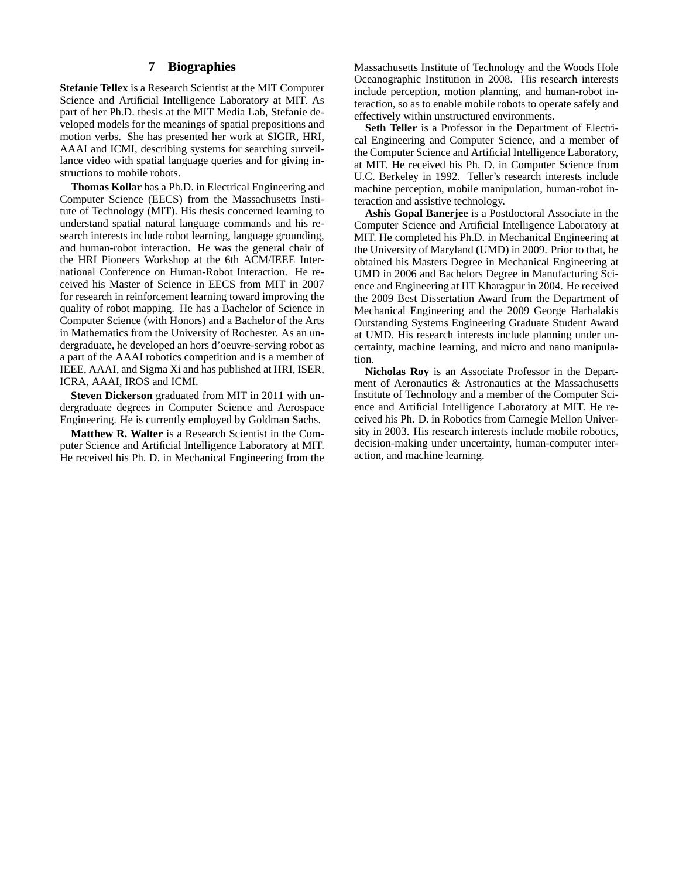## 7 Biographies

**Stefanie Tellex** is a Research Scientist at the MIT Computer Science and Artificial Intelligence Laboratory at MIT. As part of her Ph.D. thesis at the MIT Media Lab, Stefanie developed models for the meanings of spatial prepositions and motion verbs. She has presented her work at SIGIR, HRI, AAAI and ICMI, describing systems for searching surveillance video with spatial language queries and for giving instructions to mobile robots.

**Thomas Kollar** has a Ph.D. in Electrical Engineering and Computer Science (EECS) from the Massachusetts Institute of Technology (MIT). His thesis concerned learning to understand spatial natural language commands and his research interests include robot learning, language grounding, and human-robot interaction. He was the general chair of the HRI Pioneers Workshop at the 6th ACM/IEEE International Conference on Human-Robot Interaction. He received his Master of Science in EECS from MIT in 2007 for research in reinforcement learning toward improving the quality of robot mapping. He has a Bachelor of Science in Computer Science (with Honors) and a Bachelor of the Arts in Mathematics from the University of Rochester. As an undergraduate, he developed an hors d'oeuvre-serving robot as a part of the AAAI robotics competition and is a member of IEEE, AAAI, and Sigma Xi and has published at HRI, ISER, ICRA, AAAI, IROS and ICMI.

**Steven Dickerson** graduated from MIT in 2011 with undergraduate degrees in Computer Science and Aerospace Engineering. He is currently employed by Goldman Sachs.

**Matthew R. Walter** is a Research Scientist in the Computer Science and Artificial Intelligence Laboratory at MIT. He received his Ph. D. in Mechanical Engineering from the Massachusetts Institute of Technology and the Woods Hole Oceanographic Institution in 2008. His research interests include perception, motion planning, and human-robot interaction, so as to enable mobile robots to operate safely and effectively within unstructured environments.

**Seth Teller** is a Professor in the Department of Electrical Engineering and Computer Science, and a member of the Computer Science and Artificial Intelligence Laboratory, at MIT. He received his Ph. D. in Computer Science from U.C. Berkeley in 1992. Teller's research interests include machine perception, mobile manipulation, human-robot interaction and assistive technology.

**Ashis Gopal Banerjee** is a Postdoctoral Associate in the Computer Science and Artificial Intelligence Laboratory at MIT. He completed his Ph.D. in Mechanical Engineering at the University of Maryland (UMD) in 2009. Prior to that, he obtained his Masters Degree in Mechanical Engineering at UMD in 2006 and Bachelors Degree in Manufacturing Science and Engineering at IIT Kharagpur in 2004. He received the 2009 Best Dissertation Award from the Department of Mechanical Engineering and the 2009 George Harhalakis Outstanding Systems Engineering Graduate Student Award at UMD. His research interests include planning under uncertainty, machine learning, and micro and nano manipulation.

**Nicholas Roy** is an Associate Professor in the Department of Aeronautics & Astronautics at the Massachusetts Institute of Technology and a member of the Computer Science and Artificial Intelligence Laboratory at MIT. He received his Ph. D. in Robotics from Carnegie Mellon University in 2003. His research interests include mobile robotics, decision-making under uncertainty, human-computer interaction, and machine learning.